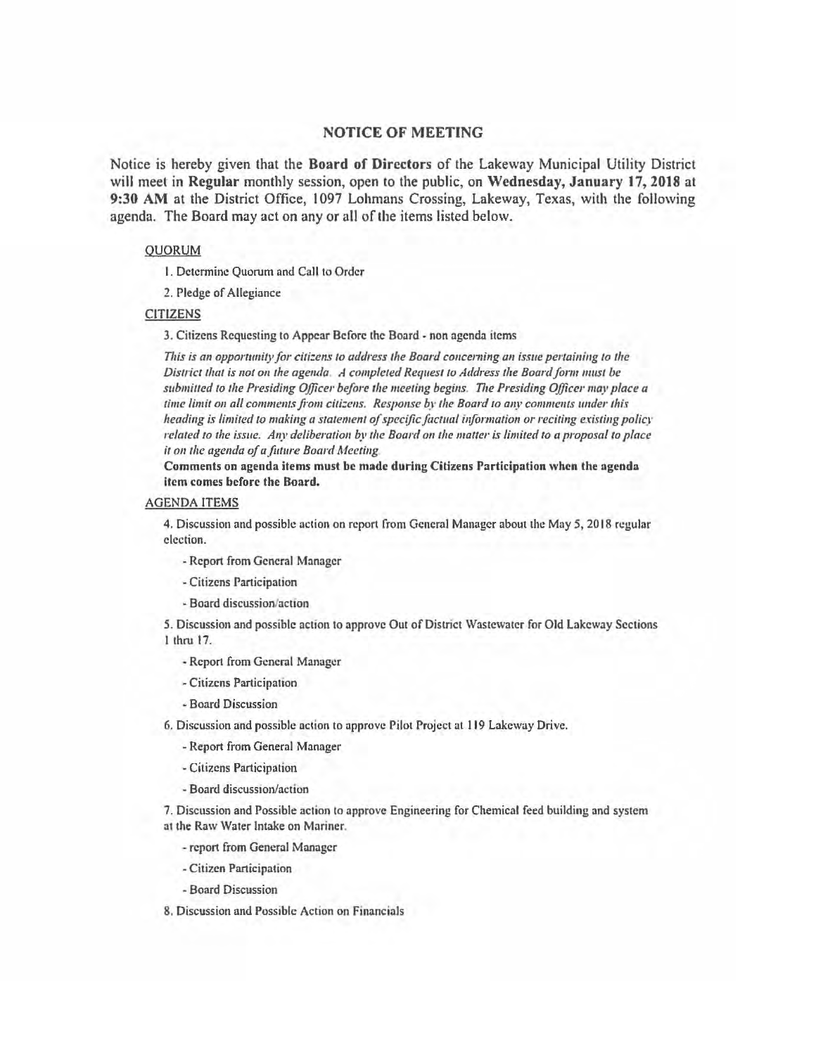# NOTICE OF MEETING

Notice is hereby given that the **Board of Directors** of the Lakeway Municipal Utility District will meet in **Regular** monthly session, open to the public, on **Wednesday, January 17, 2018** at **9:30 AM** at the District Office, 1097 Lohmans Crossing, Lakeway, Texas, with the following agenda. The Board may act on any or all of the items listed below.

## QUORUM

1. Determine Quorum and Call to Order
2. Pledge of Allegiance

## CITIZENS

3. Citizens Requesting to Appear Before the Board - non agenda items

*This is an opportunity for citizens to address the Board concerning an issue pertaining to the District that is not on the agenda. A completed Request to Address the Board form must be submitted to the Presiding Officer before the meeting begins. The Presiding Officer may place a time limit on all comments from citizens. Response by the Board to any comments under this heading is limited to making a statement of specific factual information or reciting existing policy related to the issue. Any deliberation by the Board on the matter is limited to a proposal to place it on the agenda of a future Board Meeting.*

**Comments on agenda items must be made during Citizens Participation when the agenda item comes before the Board.**

## AGENDA ITEMS

4. Discussion and possible action on report from General Manager about the May 5, 2018 regular election.
   - Report from General Manager
   - Citizens Participation
   - Board discussion/action

5. Discussion and possible action to approve Out of District Wastewater for Old Lakeway Sections 1 thru 17.
   - Report from General Manager
   - Citizens Participation
   - Board Discussion

6. Discussion and possible action to approve Pilot Project at 119 Lakeway Drive.
   - Report from General Manager
   - Citizens Participation
   - Board discussion/action

7. Discussion and Possible action to approve Engineering for Chemical feed building and system at the Raw Water Intake on Mariner.
   - report from General Manager
   - Citizen Participation
   - Board Discussion

8. Discussion and Possible Action on Financials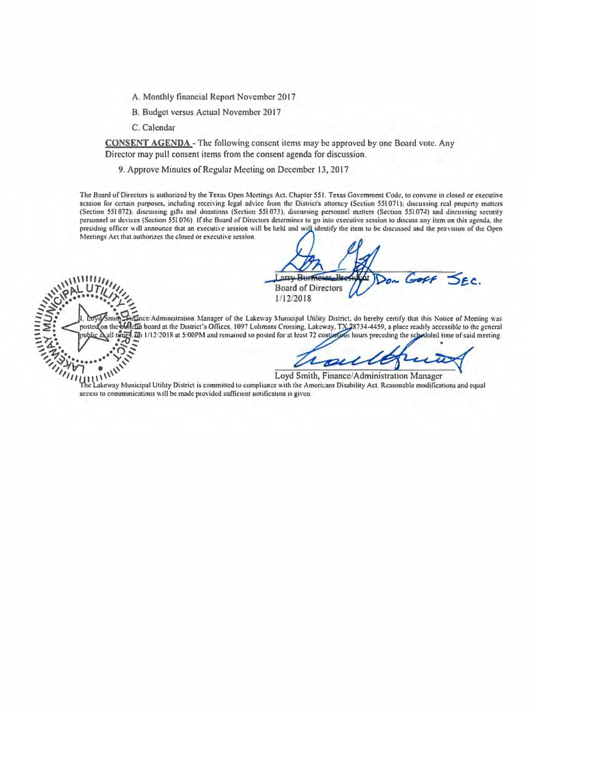A. Monthly financial Report November 2017

B. Budget versus Actual November 2017

C. Calendar

**CONSENT AGENDA** - The following consent items may be approved by one Board vote. Any Director may pull consent items from the consent agenda for discussion.

9. Approve Minutes of Regular Meeting on December 13, 2017

The Board of Directors is authorized by the Texas Open Meetings Act, Chapter 551, Texas Government Code, to convene in closed or executive session for certain purposes, including receiving legal advice from the District's attorney (Section 551.071); discussing real property matters (Section 551.072), discussing gifts and donations (Section 551.073), discussing personnel matters (Section 551.074) and discussing security personnel or devices (Section 551.076). If the Board of Directors determines to go into executive session to discuss any item on this agenda, the presiding officer will announce that an executive session will be held and will identify the item to be discussed and the provision of the Open Meetings Act that authorizes the closed or executive session.

~~Larry Burmeier, President~~ Don Goff Sec.
Board of Directors
1/12/2018

I, Loyd Smith, Finance/Administration Manager of the Lakeway Municipal Utility District, do hereby certify that this Notice of Meeting was posted on the bulletin board at the District's Offices, 1097 Lohmans Crossing, Lakeway, TX 78734-4459, a place readily accessible to the general public at all times, on 1/12/2018 at 5:00PM and remained so posted for at least 72 continuous hours preceding the scheduled time of said meeting.

Loyd Smith, Finance/Administration Manager

The Lakeway Municipal Utility District is committed to compliance with the Americans Disability Act. Reasonable modifications and equal access to communications will be made provided sufficient notification is given.